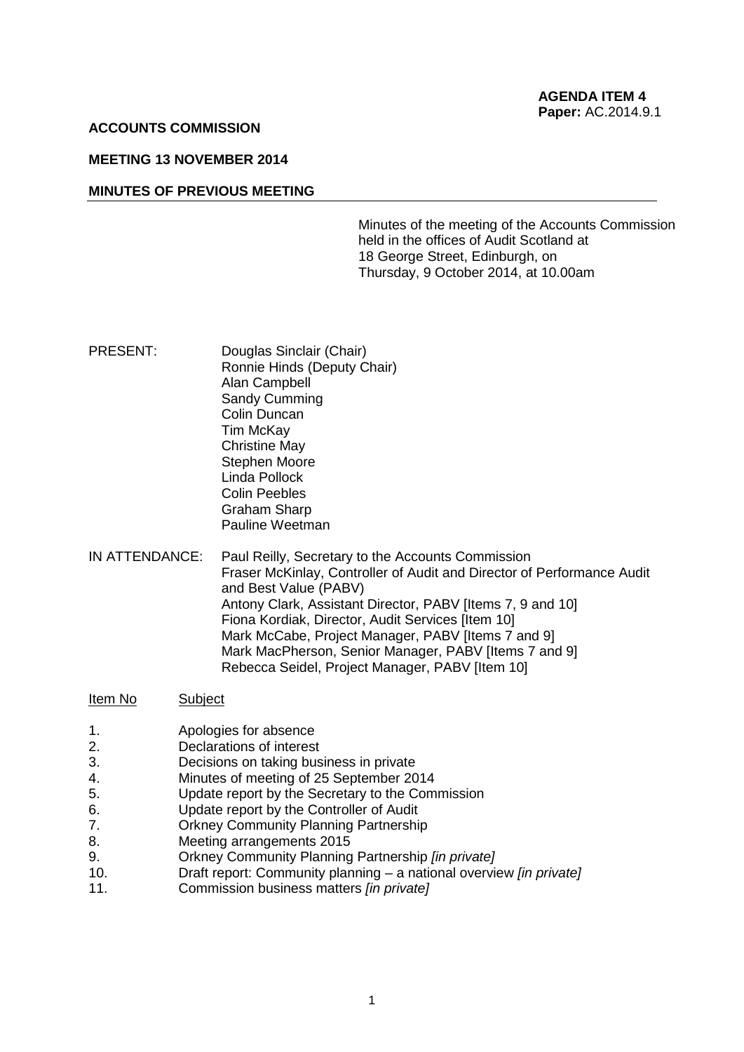**AGENDA ITEM 4**
**Paper:** AC.2014.9.1

**ACCOUNTS COMMISSION**

**MEETING 13 NOVEMBER 2014**

**MINUTES OF PREVIOUS MEETING**

Minutes of the meeting of the Accounts Commission held in the offices of Audit Scotland at 18 George Street, Edinburgh, on Thursday, 9 October 2014, at 10.00am

PRESENT:
Douglas Sinclair (Chair)
Ronnie Hinds (Deputy Chair)
Alan Campbell
Sandy Cumming
Colin Duncan
Tim McKay
Christine May
Stephen Moore
Linda Pollock
Colin Peebles
Graham Sharp
Pauline Weetman

IN ATTENDANCE:
Paul Reilly, Secretary to the Accounts Commission
Fraser McKinlay, Controller of Audit and Director of Performance Audit and Best Value (PABV)
Antony Clark, Assistant Director, PABV [Items 7, 9 and 10]
Fiona Kordiak, Director, Audit Services [Item 10]
Mark McCabe, Project Manager, PABV [Items 7 and 9]
Mark MacPherson, Senior Manager, PABV [Items 7 and 9]
Rebecca Seidel, Project Manager, PABV [Item 10]

| Item No | Subject |
|---|---|
| 1. | Apologies for absence |
| 2. | Declarations of interest |
| 3. | Decisions on taking business in private |
| 4. | Minutes of meeting of 25 September 2014 |
| 5. | Update report by the Secretary to the Commission |
| 6. | Update report by the Controller of Audit |
| 7. | Orkney Community Planning Partnership |
| 8. | Meeting arrangements 2015 |
| 9. | Orkney Community Planning Partnership *[in private]* |
| 10. | Draft report: Community planning – a national overview *[in private]* |
| 11. | Commission business matters *[in private]* |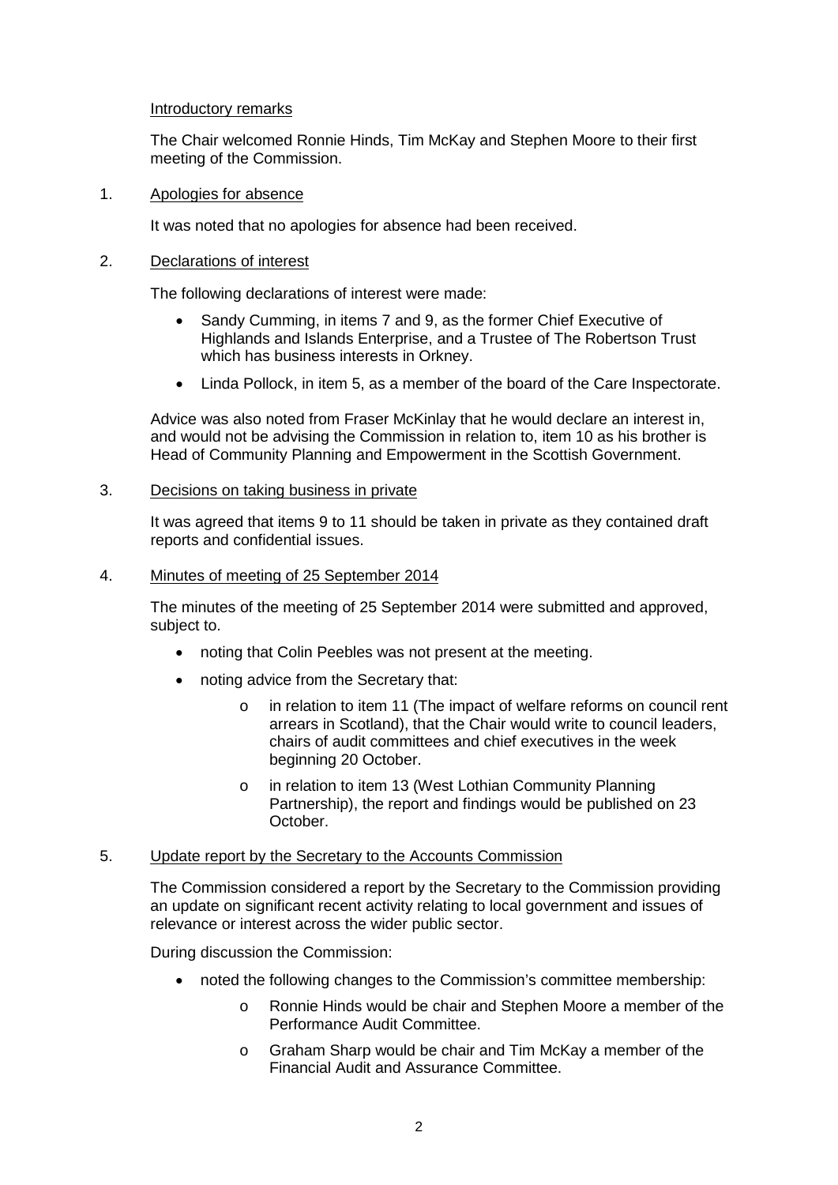Introductory remarks

The Chair welcomed Ronnie Hinds, Tim McKay and Stephen Moore to their first meeting of the Commission.

1. Apologies for absence

It was noted that no apologies for absence had been received.

2. Declarations of interest

The following declarations of interest were made:

- Sandy Cumming, in items 7 and 9, as the former Chief Executive of Highlands and Islands Enterprise, and a Trustee of The Robertson Trust which has business interests in Orkney.
- Linda Pollock, in item 5, as a member of the board of the Care Inspectorate.

Advice was also noted from Fraser McKinlay that he would declare an interest in, and would not be advising the Commission in relation to, item 10 as his brother is Head of Community Planning and Empowerment in the Scottish Government.

3. Decisions on taking business in private

It was agreed that items 9 to 11 should be taken in private as they contained draft reports and confidential issues.

4. Minutes of meeting of 25 September 2014

The minutes of the meeting of 25 September 2014 were submitted and approved, subject to.

- noting that Colin Peebles was not present at the meeting.
- noting advice from the Secretary that:
    - in relation to item 11 (The impact of welfare reforms on council rent arrears in Scotland), that the Chair would write to council leaders, chairs of audit committees and chief executives in the week beginning 20 October.
    - in relation to item 13 (West Lothian Community Planning Partnership), the report and findings would be published on 23 October.

5. Update report by the Secretary to the Accounts Commission

The Commission considered a report by the Secretary to the Commission providing an update on significant recent activity relating to local government and issues of relevance or interest across the wider public sector.

During discussion the Commission:

- noted the following changes to the Commission's committee membership:
    - Ronnie Hinds would be chair and Stephen Moore a member of the Performance Audit Committee.
    - Graham Sharp would be chair and Tim McKay a member of the Financial Audit and Assurance Committee.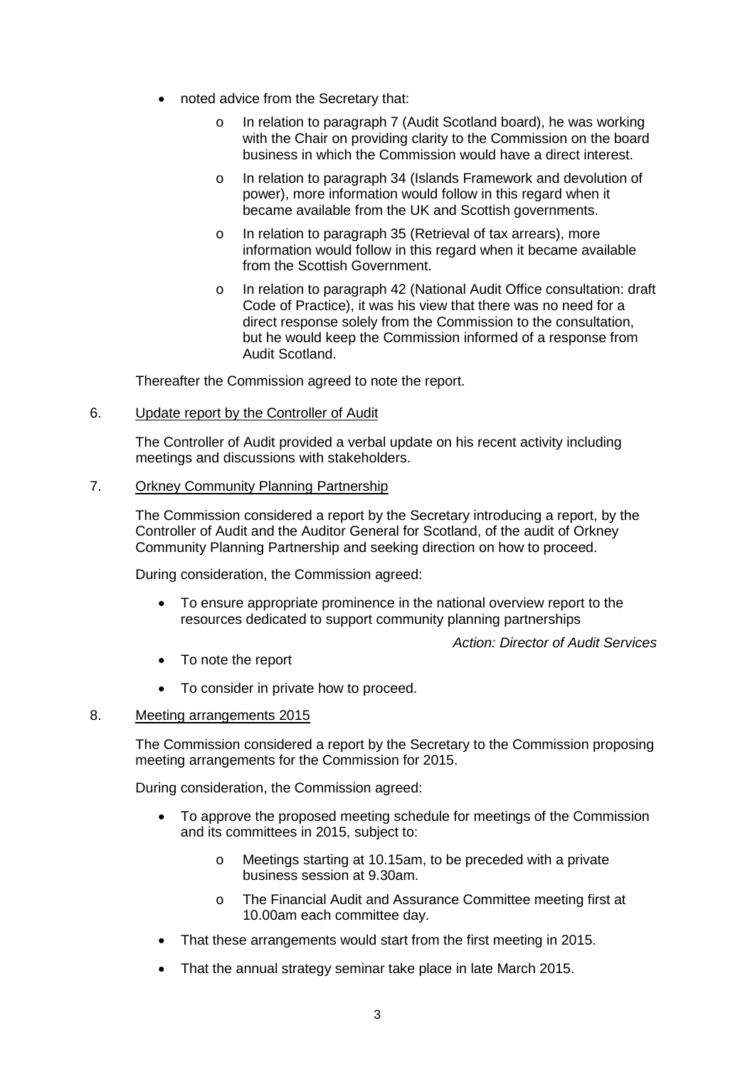- noted advice from the Secretary that:
    - In relation to paragraph 7 (Audit Scotland board), he was working with the Chair on providing clarity to the Commission on the board business in which the Commission would have a direct interest.
    - In relation to paragraph 34 (Islands Framework and devolution of power), more information would follow in this regard when it became available from the UK and Scottish governments.
    - In relation to paragraph 35 (Retrieval of tax arrears), more information would follow in this regard when it became available from the Scottish Government.
    - In relation to paragraph 42 (National Audit Office consultation: draft Code of Practice), it was his view that there was no need for a direct response solely from the Commission to the consultation, but he would keep the Commission informed of a response from Audit Scotland.

Thereafter the Commission agreed to note the report.

6. Update report by the Controller of Audit

The Controller of Audit provided a verbal update on his recent activity including meetings and discussions with stakeholders.

7. Orkney Community Planning Partnership

The Commission considered a report by the Secretary introducing a report, by the Controller of Audit and the Auditor General for Scotland, of the audit of Orkney Community Planning Partnership and seeking direction on how to proceed.

During consideration, the Commission agreed:

- To ensure appropriate prominence in the national overview report to the resources dedicated to support community planning partnerships

*Action: Director of Audit Services*

- To note the report
- To consider in private how to proceed.

8. Meeting arrangements 2015

The Commission considered a report by the Secretary to the Commission proposing meeting arrangements for the Commission for 2015.

During consideration, the Commission agreed:

- To approve the proposed meeting schedule for meetings of the Commission and its committees in 2015, subject to:
    - Meetings starting at 10.15am, to be preceded with a private business session at 9.30am.
    - The Financial Audit and Assurance Committee meeting first at 10.00am each committee day.
- That these arrangements would start from the first meeting in 2015.
- That the annual strategy seminar take place in late March 2015.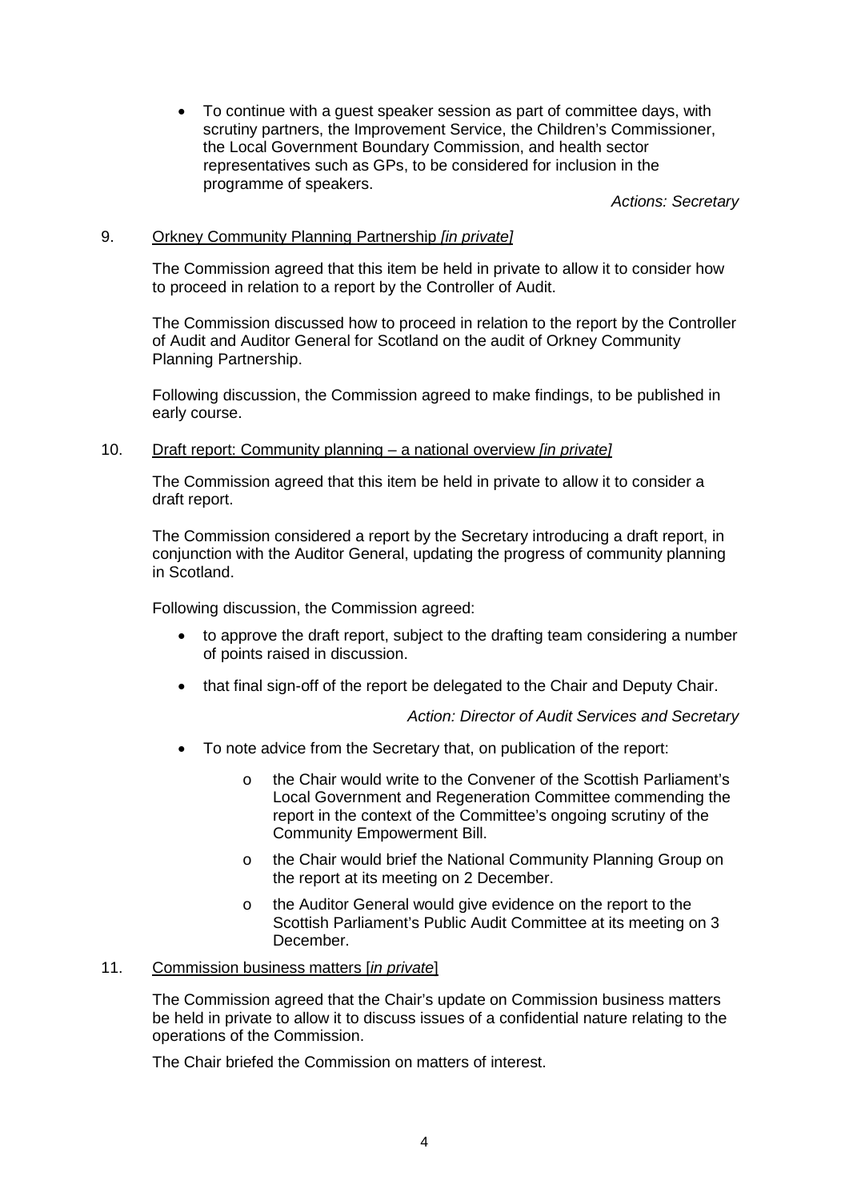- To continue with a guest speaker session as part of committee days, with scrutiny partners, the Improvement Service, the Children's Commissioner, the Local Government Boundary Commission, and health sector representatives such as GPs, to be considered for inclusion in the programme of speakers.

*Actions: Secretary*

9. <u>Orkney Community Planning Partnership *[in private]*</u>

The Commission agreed that this item be held in private to allow it to consider how to proceed in relation to a report by the Controller of Audit.

The Commission discussed how to proceed in relation to the report by the Controller of Audit and Auditor General for Scotland on the audit of Orkney Community Planning Partnership.

Following discussion, the Commission agreed to make findings, to be published in early course.

10. <u>Draft report: Community planning – a national overview *[in private]*</u>

The Commission agreed that this item be held in private to allow it to consider a draft report.

The Commission considered a report by the Secretary introducing a draft report, in conjunction with the Auditor General, updating the progress of community planning in Scotland.

Following discussion, the Commission agreed:

- to approve the draft report, subject to the drafting team considering a number of points raised in discussion.
- that final sign-off of the report be delegated to the Chair and Deputy Chair.

*Action: Director of Audit Services and Secretary*

- To note advice from the Secretary that, on publication of the report:
    - the Chair would write to the Convener of the Scottish Parliament's Local Government and Regeneration Committee commending the report in the context of the Committee's ongoing scrutiny of the Community Empowerment Bill.
    - the Chair would brief the National Community Planning Group on the report at its meeting on 2 December.
    - the Auditor General would give evidence on the report to the Scottish Parliament's Public Audit Committee at its meeting on 3 December.

11. <u>Commission business matters [*in private*]</u>

The Commission agreed that the Chair's update on Commission business matters be held in private to allow it to discuss issues of a confidential nature relating to the operations of the Commission.

The Chair briefed the Commission on matters of interest.